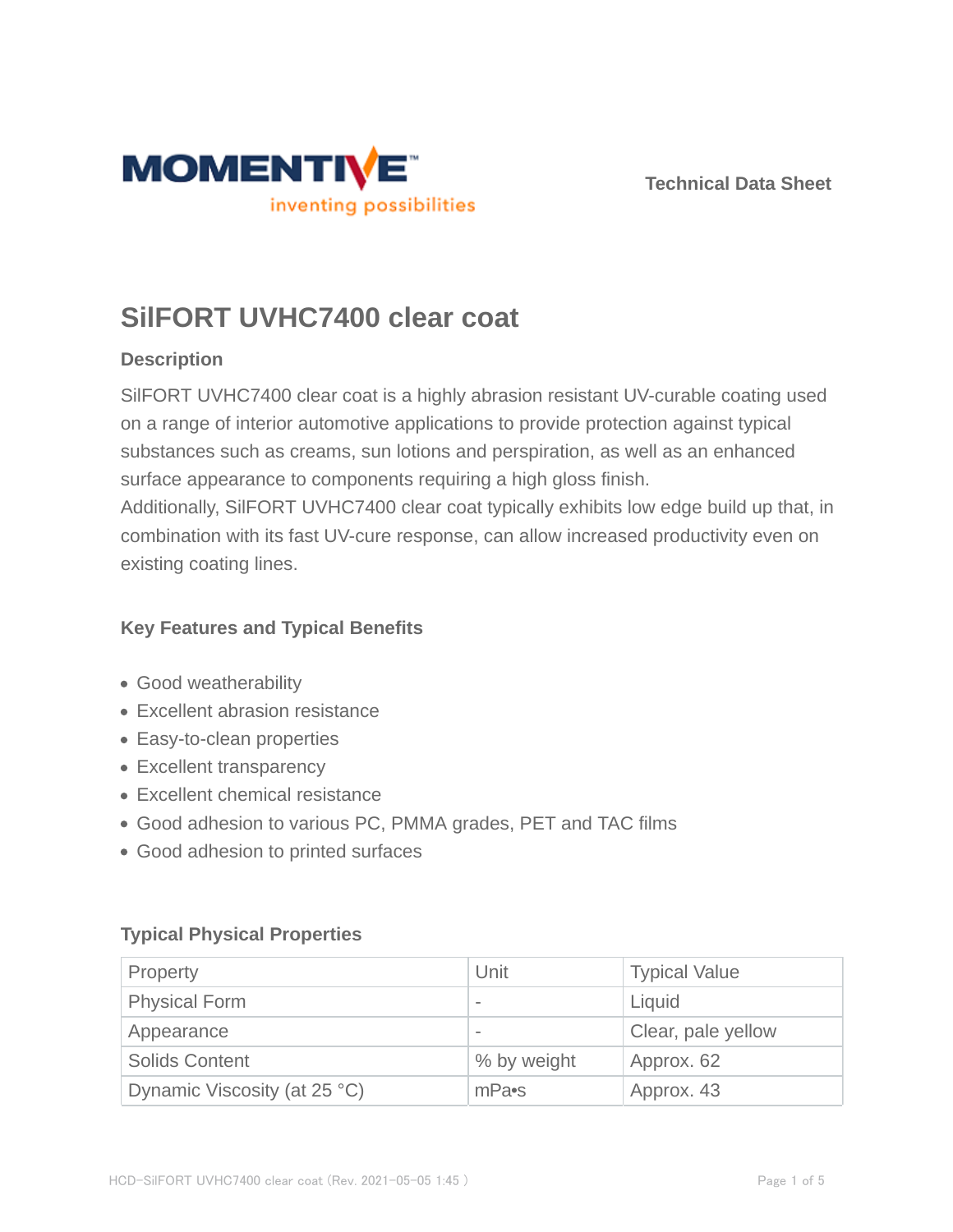Technical Data Sheet

# SilFORT UVHC7400 clear coat

## Description

SilFORT UVHC7400 clear coat is a highly abrasion resistant UV-curable coating used on a range of interior automotive applications to provide protection against typical substances such as creams, sun lotions and perspiration, as well as an enhanced surface appearance to components requiring a high gloss finish.
Additionally, SilFORT UVHC7400 clear coat typically exhibits low edge build up that, in combination with its fast UV-cure response, can allow increased productivity even on existing coating lines.

## Key Features and Typical Benefits

- Good weatherability
- Excellent abrasion resistance
- Easy-to-clean properties
- Excellent transparency
- Excellent chemical resistance
- Good adhesion to various PC, PMMA grades, PET and TAC films
- Good adhesion to printed surfaces

## Typical Physical Properties

| Property | Unit | Typical Value |
|---|---|---|
| Physical Form | - | Liquid |
| Appearance | - | Clear, pale yellow |
| Solids Content | % by weight | Approx. 62 |
| Dynamic Viscosity (at 25 °C) | mPa•s | Approx. 43 |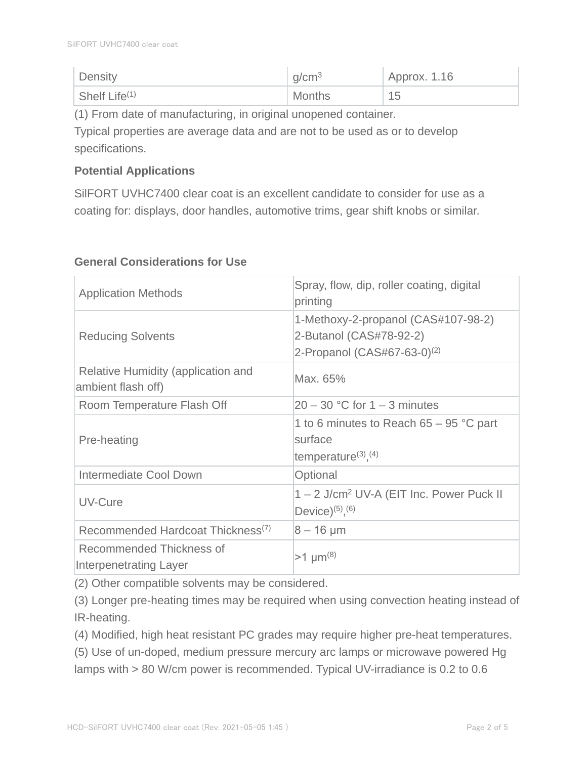| Density | $g/cm^3$ | Approx. 1.16 |
| --- | --- | --- |
| Shelf Life[1] | Months | 15 |

(1) From date of manufacturing, in original unopened container.

Typical properties are average data and are not to be used as or to develop specifications.

### Potential Applications

SilFORT UVHC7400 clear coat is an excellent candidate to consider for use as a coating for: displays, door handles, automotive trims, gear shift knobs or similar.

### General Considerations for Use

| | |
| --- | --- |
| Application Methods | Spray, flow, dip, roller coating, digital printing |
| Reducing Solvents | 1-Methoxy-2-propanol (CAS#107-98-2)<br>2-Butanol (CAS#78-92-2)<br>2-Propanol (CAS#67-63-0)[2] |
| Relative Humidity (application and ambient flash off) | Max. 65% |
| Room Temperature Flash Off | 20 – 30 °C for 1 – 3 minutes |
| Pre-heating | 1 to 6 minutes to Reach 65 – 95 °C part surface temperature[3],[4] |
| Intermediate Cool Down | Optional |
| UV-Cure | 1 – 2 $J/cm^2$ UV-A (EIT Inc. Power Puck II Device)[5],[6] |
| Recommended Hardcoat Thickness[7] | 8 – 16 µm |
| Recommended Thickness of Interpenetrating Layer | >1 µm[8] |

(2) Other compatible solvents may be considered.

(3) Longer pre-heating times may be required when using convection heating instead of IR-heating.

(4) Modified, high heat resistant PC grades may require higher pre-heat temperatures.

(5) Use of un-doped, medium pressure mercury arc lamps or microwave powered Hg lamps with > 80 W/cm power is recommended. Typical UV-irradiance is 0.2 to 0.6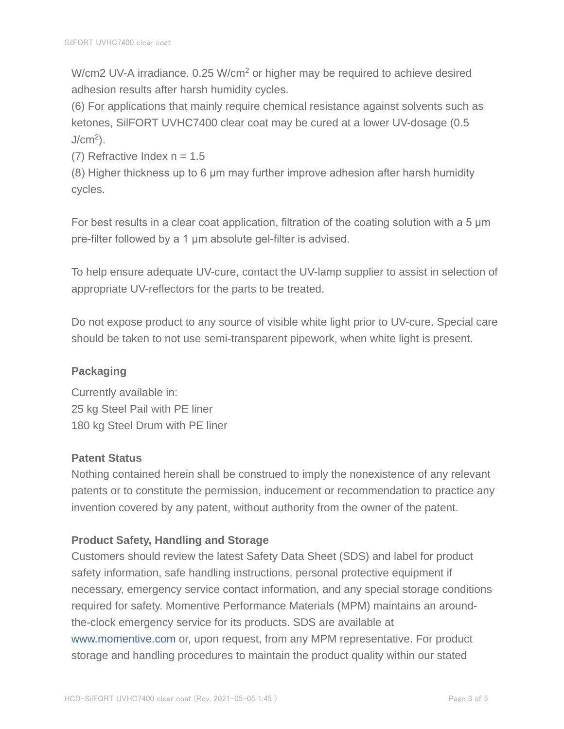W/cm2 UV-A irradiance. 0.25 W/$cm^2$ or higher may be required to achieve desired adhesion results after harsh humidity cycles.
(6) For applications that mainly require chemical resistance against solvents such as ketones, SilFORT UVHC7400 clear coat may be cured at a lower UV-dosage (0.5 J/$cm^2$).
(7) Refractive Index n = 1.5
(8) Higher thickness up to 6 µm may further improve adhesion after harsh humidity cycles.

For best results in a clear coat application, filtration of the coating solution with a 5 µm pre-filter followed by a 1 µm absolute gel-filter is advised.

To help ensure adequate UV-cure, contact the UV-lamp supplier to assist in selection of appropriate UV-reflectors for the parts to be treated.

Do not expose product to any source of visible white light prior to UV-cure. Special care should be taken to not use semi-transparent pipework, when white light is present.

**Packaging**

Currently available in:
25 kg Steel Pail with PE liner
180 kg Steel Drum with PE liner

**Patent Status**

Nothing contained herein shall be construed to imply the nonexistence of any relevant patents or to constitute the permission, inducement or recommendation to practice any invention covered by any patent, without authority from the owner of the patent.

**Product Safety, Handling and Storage**

Customers should review the latest Safety Data Sheet (SDS) and label for product safety information, safe handling instructions, personal protective equipment if necessary, emergency service contact information, and any special storage conditions required for safety. Momentive Performance Materials (MPM) maintains an around-the-clock emergency service for its products. SDS are available at www.momentive.com or, upon request, from any MPM representative. For product storage and handling procedures to maintain the product quality within our stated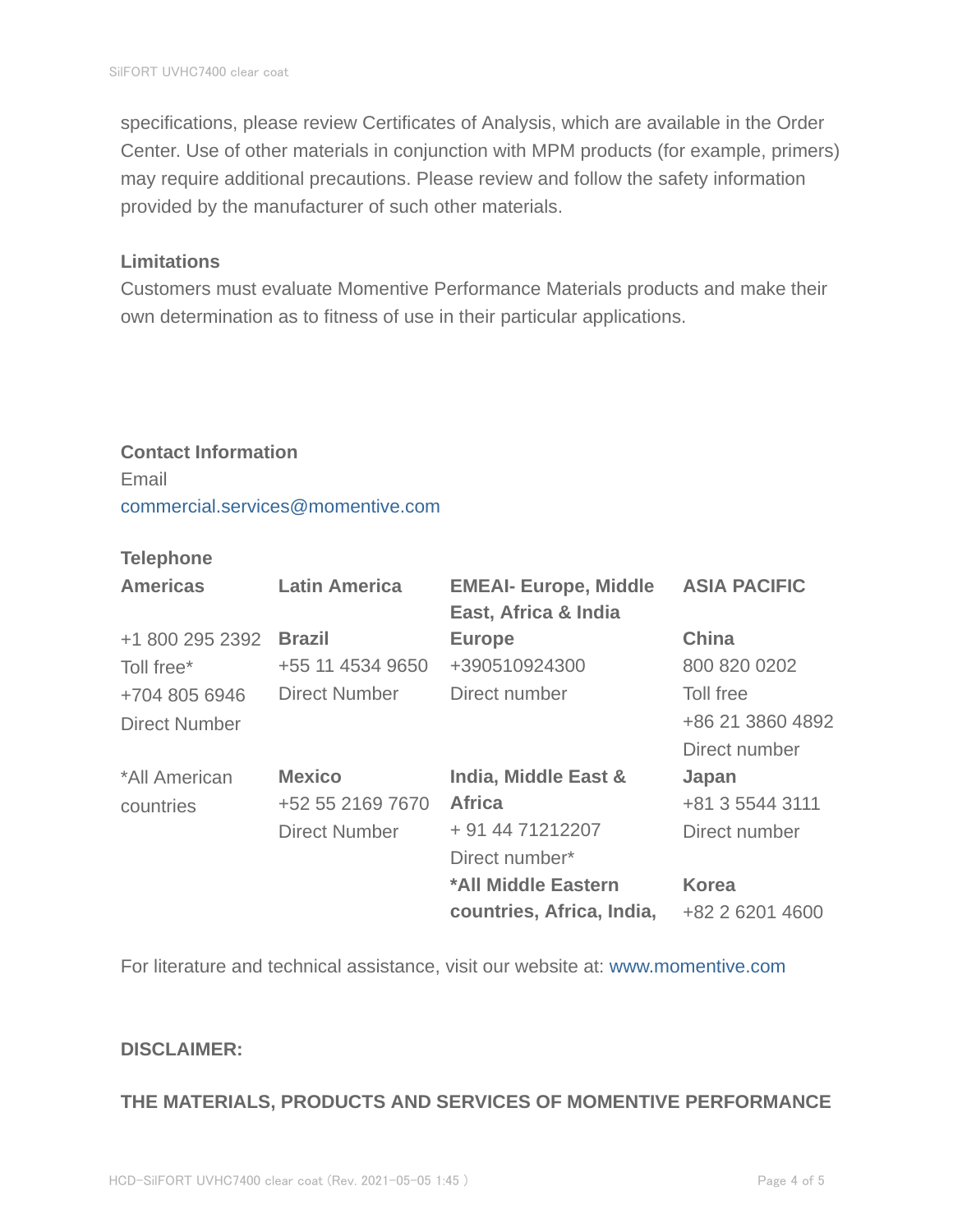specifications, please review Certificates of Analysis, which are available in the Order Center. Use of other materials in conjunction with MPM products (for example, primers) may require additional precautions. Please review and follow the safety information provided by the manufacturer of such other materials.

**Limitations**

Customers must evaluate Momentive Performance Materials products and make their own determination as to fitness of use in their particular applications.

**Contact Information**

Email

commercial.services@momentive.com

**Telephone**

| **Americas** | **Latin America** | **EMEAI- Europe, Middle East, Africa & India** | **ASIA PACIFIC** |
|---|---|---|---|
| +1 800 295 2392<br>Toll free*<br>+704 805 6946<br>Direct Number | **Brazil**<br>+55 11 4534 9650<br>Direct Number | **Europe**<br>+390510924300<br>Direct number | **China**<br>800 820 0202<br>Toll free<br>+86 21 3860 4892<br>Direct number |
| *All American countries | **Mexico**<br>+52 55 2169 7670<br>Direct Number | **India, Middle East & Africa**<br>+ 91 44 71212207<br>Direct number* | **Japan**<br>+81 3 5544 3111<br>Direct number |
| | | ***All Middle Eastern countries, Africa, India,** | **Korea**<br>+82 2 6201 4600 |

For literature and technical assistance, visit our website at: www.momentive.com

**DISCLAIMER:**

**THE MATERIALS, PRODUCTS AND SERVICES OF MOMENTIVE PERFORMANCE**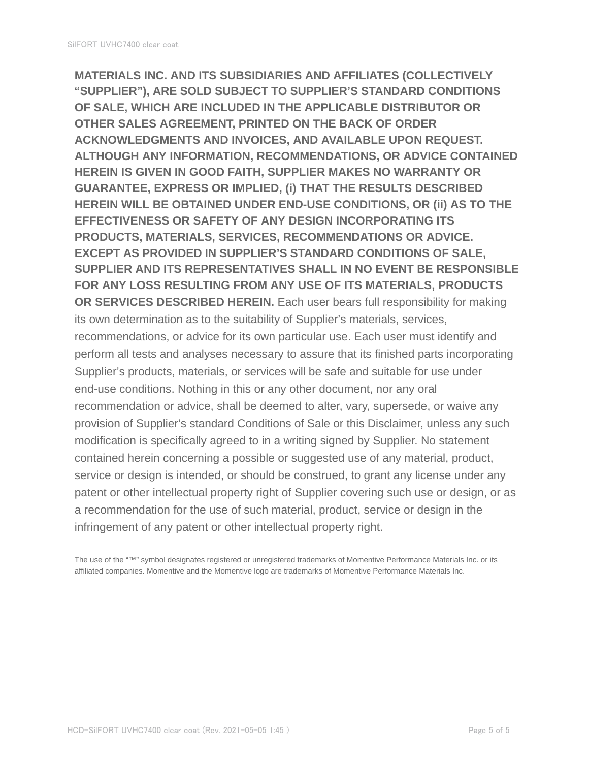**MATERIALS INC. AND ITS SUBSIDIARIES AND AFFILIATES (COLLECTIVELY "SUPPLIER"), ARE SOLD SUBJECT TO SUPPLIER'S STANDARD CONDITIONS OF SALE, WHICH ARE INCLUDED IN THE APPLICABLE DISTRIBUTOR OR OTHER SALES AGREEMENT, PRINTED ON THE BACK OF ORDER ACKNOWLEDGMENTS AND INVOICES, AND AVAILABLE UPON REQUEST. ALTHOUGH ANY INFORMATION, RECOMMENDATIONS, OR ADVICE CONTAINED HEREIN IS GIVEN IN GOOD FAITH, SUPPLIER MAKES NO WARRANTY OR GUARANTEE, EXPRESS OR IMPLIED, (i) THAT THE RESULTS DESCRIBED HEREIN WILL BE OBTAINED UNDER END-USE CONDITIONS, OR (ii) AS TO THE EFFECTIVENESS OR SAFETY OF ANY DESIGN INCORPORATING ITS PRODUCTS, MATERIALS, SERVICES, RECOMMENDATIONS OR ADVICE. EXCEPT AS PROVIDED IN SUPPLIER'S STANDARD CONDITIONS OF SALE, SUPPLIER AND ITS REPRESENTATIVES SHALL IN NO EVENT BE RESPONSIBLE FOR ANY LOSS RESULTING FROM ANY USE OF ITS MATERIALS, PRODUCTS OR SERVICES DESCRIBED HEREIN.** Each user bears full responsibility for making its own determination as to the suitability of Supplier's materials, services, recommendations, or advice for its own particular use. Each user must identify and perform all tests and analyses necessary to assure that its finished parts incorporating Supplier's products, materials, or services will be safe and suitable for use under end-use conditions. Nothing in this or any other document, nor any oral recommendation or advice, shall be deemed to alter, vary, supersede, or waive any provision of Supplier's standard Conditions of Sale or this Disclaimer, unless any such modification is specifically agreed to in a writing signed by Supplier. No statement contained herein concerning a possible or suggested use of any material, product, service or design is intended, or should be construed, to grant any license under any patent or other intellectual property right of Supplier covering such use or design, or as a recommendation for the use of such material, product, service or design in the infringement of any patent or other intellectual property right.

The use of the "™" symbol designates registered or unregistered trademarks of Momentive Performance Materials Inc. or its affiliated companies. Momentive and the Momentive logo are trademarks of Momentive Performance Materials Inc.